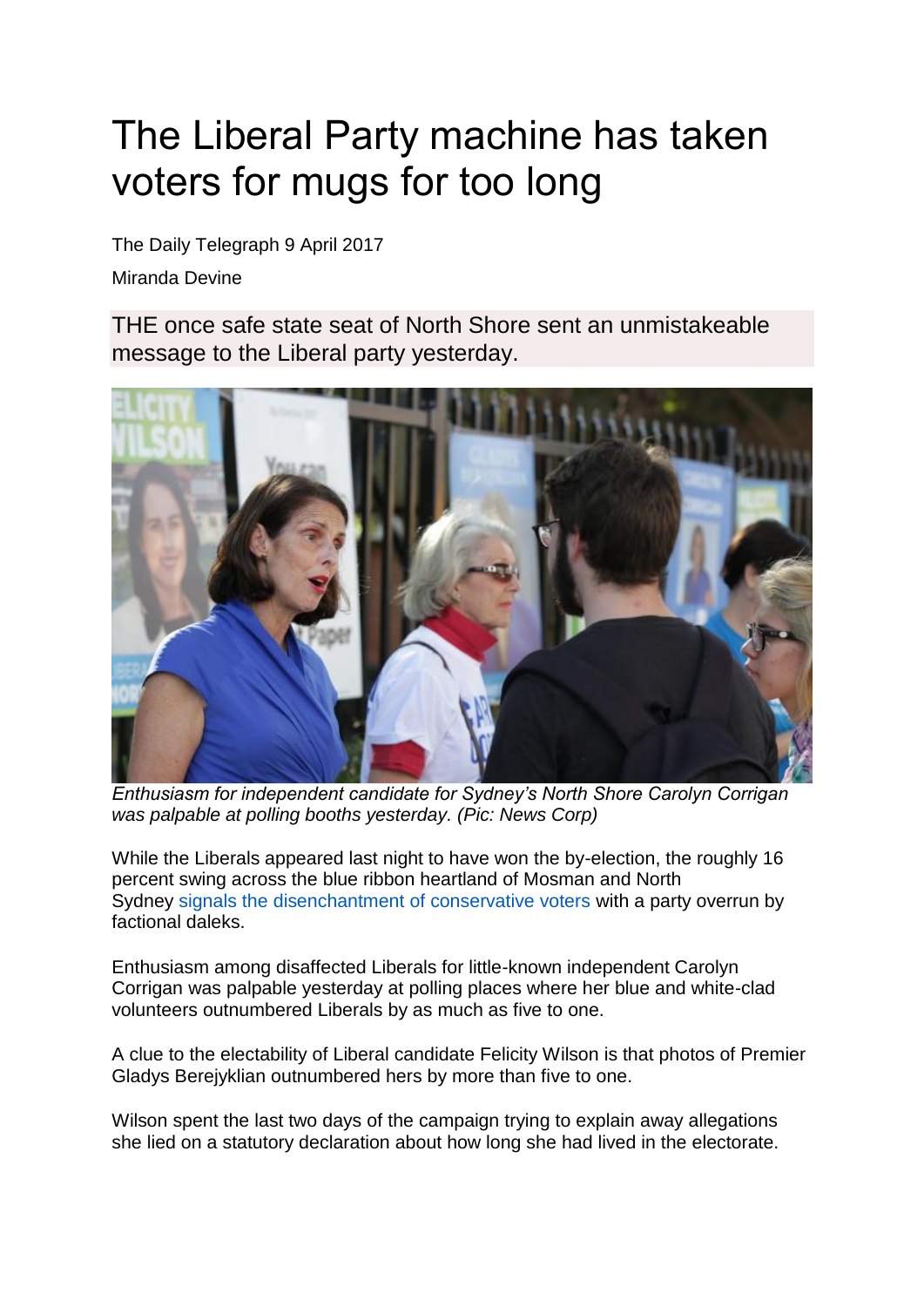# The Liberal Party machine has taken voters for mugs for too long

The Daily Telegraph 9 April 2017

Miranda Devine

THE once safe state seat of North Shore sent an unmistakeable message to the Liberal party yesterday.

*Enthusiasm for independent candidate for Sydney's North Shore Carolyn Corrigan was palpable at polling booths yesterday. (Pic: News Corp)*

While the Liberals appeared last night to have won the by-election, the roughly 16 percent swing across the blue ribbon heartland of Mosman and North Sydney signals the disenchantment of conservative voters with a party overrun by factional daleks.

Enthusiasm among disaffected Liberals for little-known independent Carolyn Corrigan was palpable yesterday at polling places where her blue and white-clad volunteers outnumbered Liberals by as much as five to one.

A clue to the electability of Liberal candidate Felicity Wilson is that photos of Premier Gladys Berejyklian outnumbered hers by more than five to one.

Wilson spent the last two days of the campaign trying to explain away allegations she lied on a statutory declaration about how long she had lived in the electorate.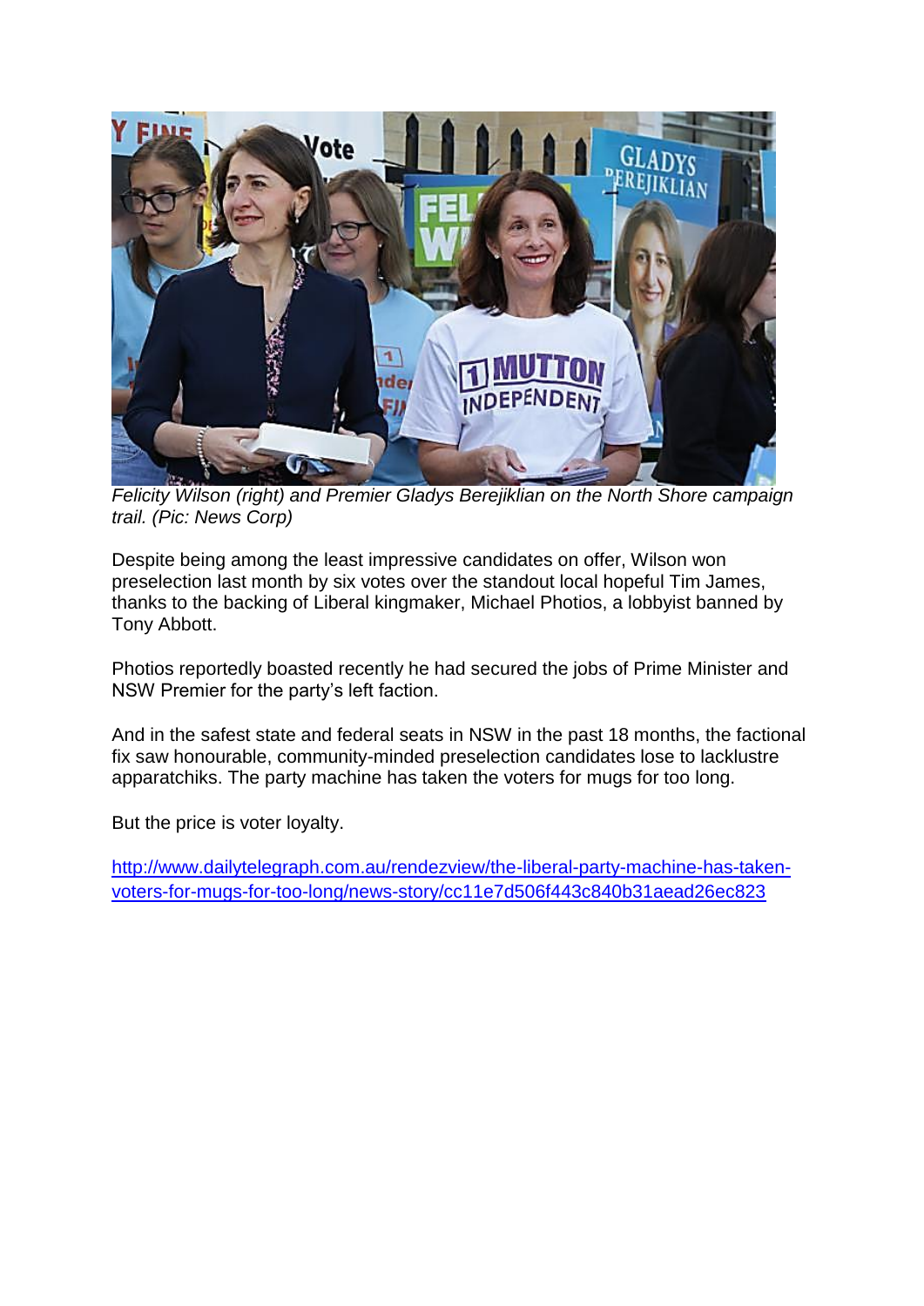*Felicity Wilson (right) and Premier Gladys Berejiklian on the North Shore campaign trail. (Pic: News Corp)*

Despite being among the least impressive candidates on offer, Wilson won preselection last month by six votes over the standout local hopeful Tim James, thanks to the backing of Liberal kingmaker, Michael Photios, a lobbyist banned by Tony Abbott.

Photios reportedly boasted recently he had secured the jobs of Prime Minister and NSW Premier for the party's left faction.

And in the safest state and federal seats in NSW in the past 18 months, the factional fix saw honourable, community-minded preselection candidates lose to lacklustre apparatchiks. The party machine has taken the voters for mugs for too long.

But the price is voter loyalty.

[http://www.dailytelegraph.com.au/rendezview/the-liberal-party-machine-has-taken-voters-for-mugs-for-too-long/news-story/cc11e7d506f443c840b31aead26ec823](http://www.dailytelegraph.com.au/rendezview/the-liberal-party-machine-has-taken-voters-for-mugs-for-too-long/news-story/cc11e7d506f443c840b31aead26ec823)